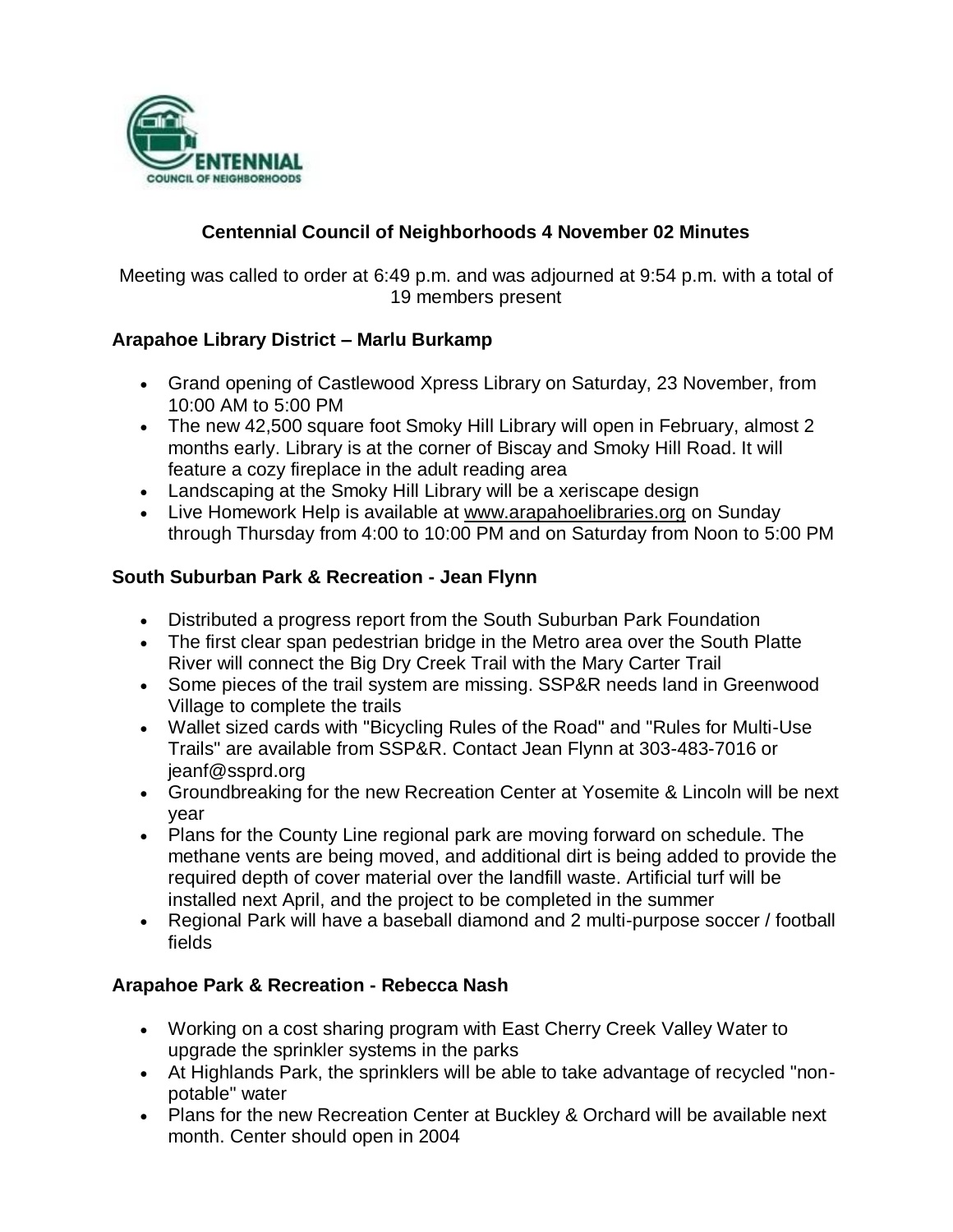# Centennial Council of Neighborhoods 4 November 02 Minutes

Meeting was called to order at 6:49 p.m. and was adjourned at 9:54 p.m. with a total of 19 members present

## Arapahoe Library District – Marlu Burkamp

- Grand opening of Castlewood Xpress Library on Saturday, 23 November, from 10:00 AM to 5:00 PM
- The new 42,500 square foot Smoky Hill Library will open in February, almost 2 months early. Library is at the corner of Biscay and Smoky Hill Road. It will feature a cozy fireplace in the adult reading area
- Landscaping at the Smoky Hill Library will be a xeriscape design
- Live Homework Help is available at www.arapahoelibraries.org on Sunday through Thursday from 4:00 to 10:00 PM and on Saturday from Noon to 5:00 PM

## South Suburban Park & Recreation - Jean Flynn

- Distributed a progress report from the South Suburban Park Foundation
- The first clear span pedestrian bridge in the Metro area over the South Platte River will connect the Big Dry Creek Trail with the Mary Carter Trail
- Some pieces of the trail system are missing. SSP&R needs land in Greenwood Village to complete the trails
- Wallet sized cards with "Bicycling Rules of the Road" and "Rules for Multi-Use Trails" are available from SSP&R. Contact Jean Flynn at 303-483-7016 or jeanf@ssprd.org
- Groundbreaking for the new Recreation Center at Yosemite & Lincoln will be next year
- Plans for the County Line regional park are moving forward on schedule. The methane vents are being moved, and additional dirt is being added to provide the required depth of cover material over the landfill waste. Artificial turf will be installed next April, and the project to be completed in the summer
- Regional Park will have a baseball diamond and 2 multi-purpose soccer / football fields

## Arapahoe Park & Recreation - Rebecca Nash

- Working on a cost sharing program with East Cherry Creek Valley Water to upgrade the sprinkler systems in the parks
- At Highlands Park, the sprinklers will be able to take advantage of recycled "non-potable" water
- Plans for the new Recreation Center at Buckley & Orchard will be available next month. Center should open in 2004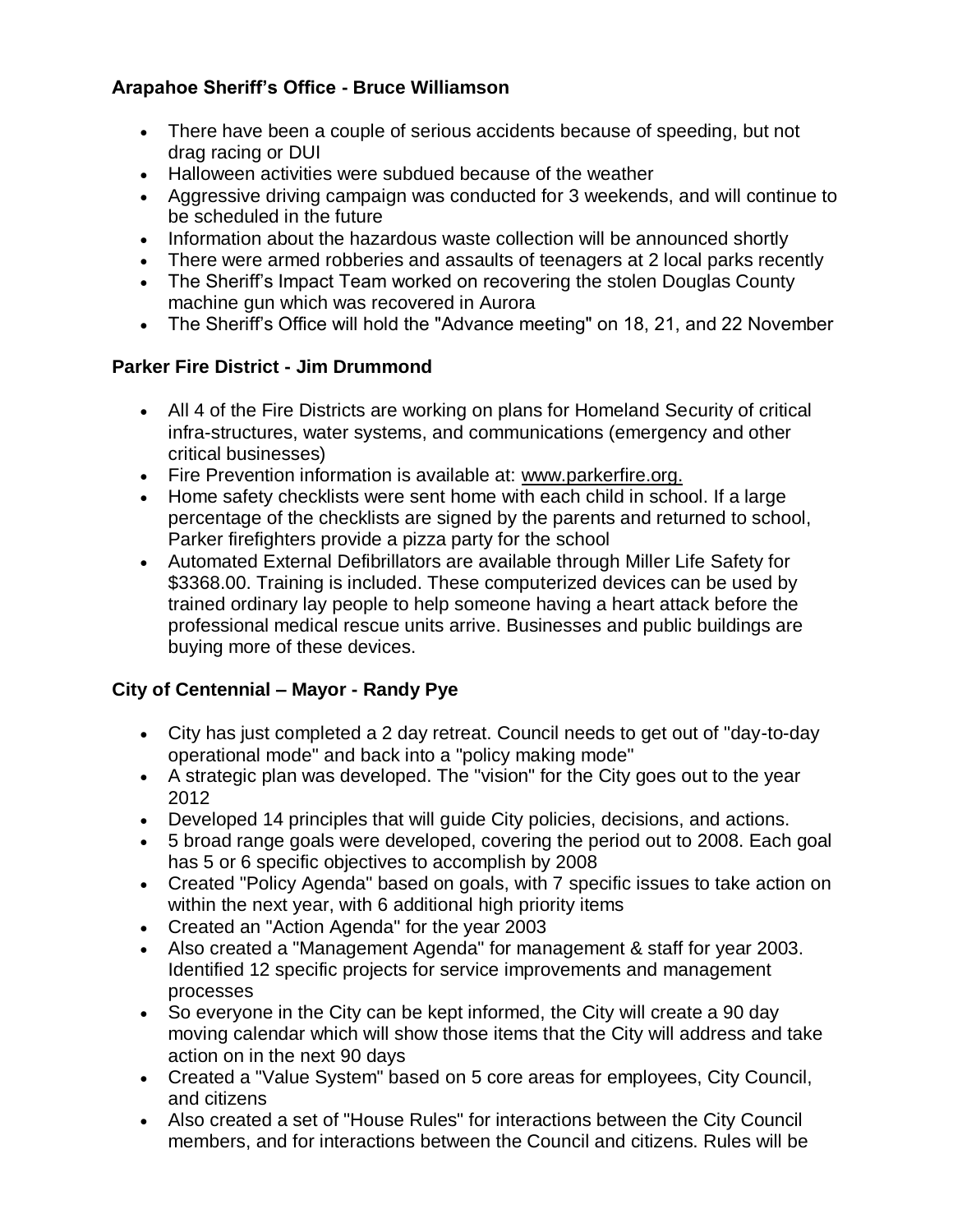**Arapahoe Sheriff's Office - Bruce Williamson**

- There have been a couple of serious accidents because of speeding, but not drag racing or DUI
- Halloween activities were subdued because of the weather
- Aggressive driving campaign was conducted for 3 weekends, and will continue to be scheduled in the future
- Information about the hazardous waste collection will be announced shortly
- There were armed robberies and assaults of teenagers at 2 local parks recently
- The Sheriff's Impact Team worked on recovering the stolen Douglas County machine gun which was recovered in Aurora
- The Sheriff's Office will hold the "Advance meeting" on 18, 21, and 22 November

**Parker Fire District - Jim Drummond**

- All 4 of the Fire Districts are working on plans for Homeland Security of critical infra-structures, water systems, and communications (emergency and other critical businesses)
- Fire Prevention information is available at: www.parkerfire.org.
- Home safety checklists were sent home with each child in school. If a large percentage of the checklists are signed by the parents and returned to school, Parker firefighters provide a pizza party for the school
- Automated External Defibrillators are available through Miller Life Safety for $3368.00. Training is included. These computerized devices can be used by trained ordinary lay people to help someone having a heart attack before the professional medical rescue units arrive. Businesses and public buildings are buying more of these devices.

**City of Centennial – Mayor - Randy Pye**

- City has just completed a 2 day retreat. Council needs to get out of "day-to-day operational mode" and back into a "policy making mode"
- A strategic plan was developed. The "vision" for the City goes out to the year 2012
- Developed 14 principles that will guide City policies, decisions, and actions.
- 5 broad range goals were developed, covering the period out to 2008. Each goal has 5 or 6 specific objectives to accomplish by 2008
- Created "Policy Agenda" based on goals, with 7 specific issues to take action on within the next year, with 6 additional high priority items
- Created an "Action Agenda" for the year 2003
- Also created a "Management Agenda" for management & staff for year 2003. Identified 12 specific projects for service improvements and management processes
- So everyone in the City can be kept informed, the City will create a 90 day moving calendar which will show those items that the City will address and take action on in the next 90 days
- Created a "Value System" based on 5 core areas for employees, City Council, and citizens
- Also created a set of "House Rules" for interactions between the City Council members, and for interactions between the Council and citizens. Rules will be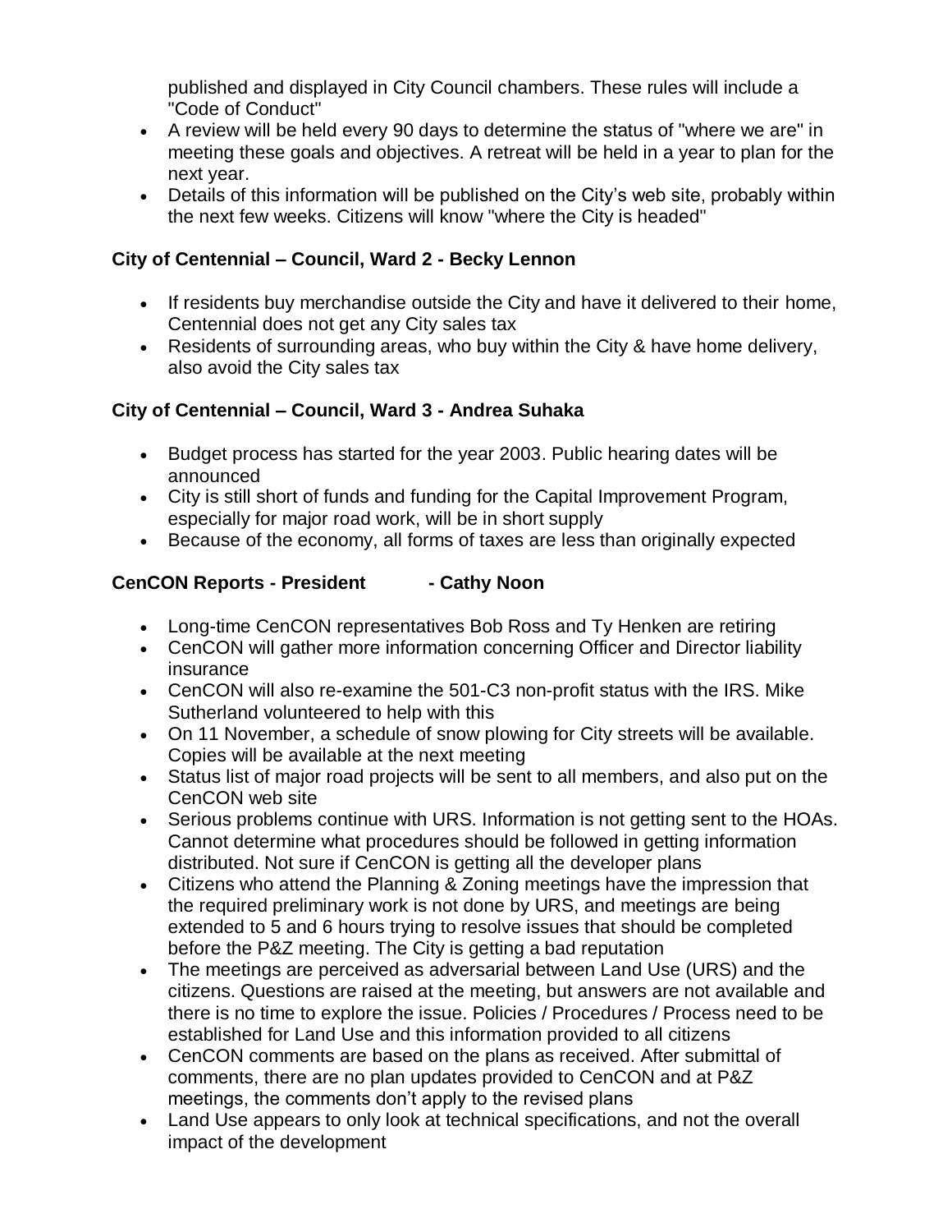published and displayed in City Council chambers. These rules will include a "Code of Conduct"

- A review will be held every 90 days to determine the status of "where we are" in meeting these goals and objectives. A retreat will be held in a year to plan for the next year.
- Details of this information will be published on the City's web site, probably within the next few weeks. Citizens will know "where the City is headed"

**City of Centennial – Council, Ward 2 - Becky Lennon**

- If residents buy merchandise outside the City and have it delivered to their home, Centennial does not get any City sales tax
- Residents of surrounding areas, who buy within the City & have home delivery, also avoid the City sales tax

**City of Centennial – Council, Ward 3 - Andrea Suhaka**

- Budget process has started for the year 2003. Public hearing dates will be announced
- City is still short of funds and funding for the Capital Improvement Program, especially for major road work, will be in short supply
- Because of the economy, all forms of taxes are less than originally expected

**CenCON Reports - President - Cathy Noon**

- Long-time CenCON representatives Bob Ross and Ty Henken are retiring
- CenCON will gather more information concerning Officer and Director liability insurance
- CenCON will also re-examine the 501-C3 non-profit status with the IRS. Mike Sutherland volunteered to help with this
- On 11 November, a schedule of snow plowing for City streets will be available. Copies will be available at the next meeting
- Status list of major road projects will be sent to all members, and also put on the CenCON web site
- Serious problems continue with URS. Information is not getting sent to the HOAs. Cannot determine what procedures should be followed in getting information distributed. Not sure if CenCON is getting all the developer plans
- Citizens who attend the Planning & Zoning meetings have the impression that the required preliminary work is not done by URS, and meetings are being extended to 5 and 6 hours trying to resolve issues that should be completed before the P&Z meeting. The City is getting a bad reputation
- The meetings are perceived as adversarial between Land Use (URS) and the citizens. Questions are raised at the meeting, but answers are not available and there is no time to explore the issue. Policies / Procedures / Process need to be established for Land Use and this information provided to all citizens
- CenCON comments are based on the plans as received. After submittal of comments, there are no plan updates provided to CenCON and at P&Z meetings, the comments don't apply to the revised plans
- Land Use appears to only look at technical specifications, and not the overall impact of the development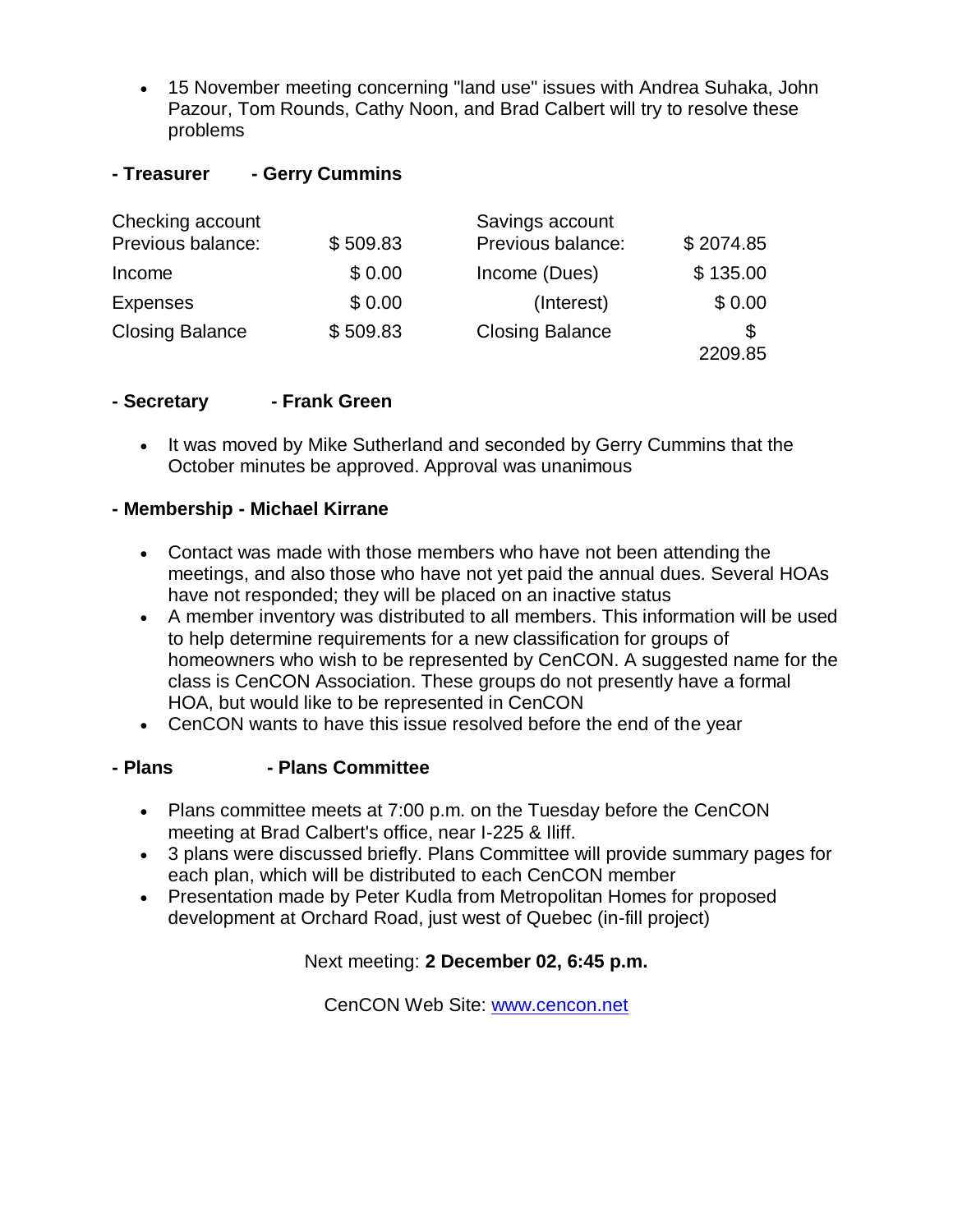- 15 November meeting concerning "land use" issues with Andrea Suhaka, John Pazour, Tom Rounds, Cathy Noon, and Brad Calbert will try to resolve these problems

**- Treasurer - Gerry Cummins**

| | | | |
|---|---|---|---|
| Checking account Previous balance: | $ 509.83 | Savings account Previous balance: | $ 2074.85 |
| Income | $ 0.00 | Income (Dues) | $ 135.00 |
| Expenses | $ 0.00 | (Interest) | $ 0.00 |
| Closing Balance | $ 509.83 | Closing Balance | $ 2209.85 |

**- Secretary - Frank Green**

- It was moved by Mike Sutherland and seconded by Gerry Cummins that the October minutes be approved. Approval was unanimous

**- Membership - Michael Kirrane**

- Contact was made with those members who have not been attending the meetings, and also those who have not yet paid the annual dues. Several HOAs have not responded; they will be placed on an inactive status
- A member inventory was distributed to all members. This information will be used to help determine requirements for a new classification for groups of homeowners who wish to be represented by CenCON. A suggested name for the class is CenCON Association. These groups do not presently have a formal HOA, but would like to be represented in CenCON
- CenCON wants to have this issue resolved before the end of the year

**- Plans - Plans Committee**

- Plans committee meets at 7:00 p.m. on the Tuesday before the CenCON meeting at Brad Calbert's office, near I-225 & Iliff.
- 3 plans were discussed briefly. Plans Committee will provide summary pages for each plan, which will be distributed to each CenCON member
- Presentation made by Peter Kudla from Metropolitan Homes for proposed development at Orchard Road, just west of Quebec (in-fill project)

Next meeting: **2 December 02, 6:45 p.m.**

CenCON Web Site: [www.cencon.net](www.cencon.net)